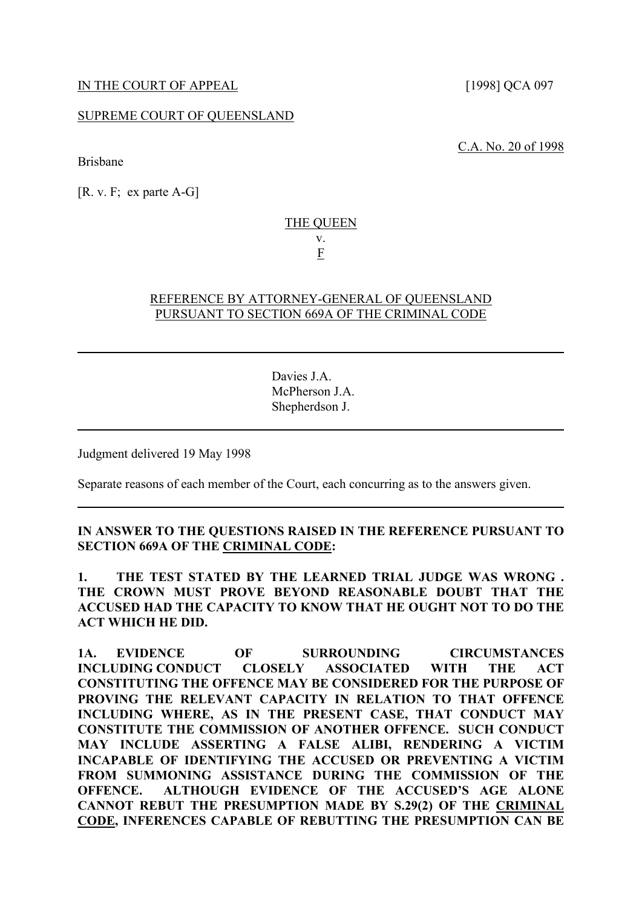IN THE COURT OF APPEAL [1998] QCA 097

SUPREME COURT OF QUEENSLAND

C.A. No. 20 of 1998

Brisbane

[R. v. F; ex parte A-G]

THE QUEEN

v.

F

REFERENCE BY ATTORNEY-GENERAL OF QUEENSLAND PURSUANT TO SECTION 669A OF THE CRIMINAL CODE

---

Davies J.A.
McPherson J.A.
Shepherdson J.

---

Judgment delivered 19 May 1998

Separate reasons of each member of the Court, each concurring as to the answers given.

---

**IN ANSWER TO THE QUESTIONS RAISED IN THE REFERENCE PURSUANT TO SECTION 669A OF THE CRIMINAL CODE:**

**1. THE TEST STATED BY THE LEARNED TRIAL JUDGE WAS WRONG . THE CROWN MUST PROVE BEYOND REASONABLE DOUBT THAT THE ACCUSED HAD THE CAPACITY TO KNOW THAT HE OUGHT NOT TO DO THE ACT WHICH HE DID.**

**1A. EVIDENCE OF SURROUNDING CIRCUMSTANCES INCLUDING CONDUCT CLOSELY ASSOCIATED WITH THE ACT CONSTITUTING THE OFFENCE MAY BE CONSIDERED FOR THE PURPOSE OF PROVING THE RELEVANT CAPACITY IN RELATION TO THAT OFFENCE INCLUDING WHERE, AS IN THE PRESENT CASE, THAT CONDUCT MAY CONSTITUTE THE COMMISSION OF ANOTHER OFFENCE. SUCH CONDUCT MAY INCLUDE ASSERTING A FALSE ALIBI, RENDERING A VICTIM INCAPABLE OF IDENTIFYING THE ACCUSED OR PREVENTING A VICTIM FROM SUMMONING ASSISTANCE DURING THE COMMISSION OF THE OFFENCE. ALTHOUGH EVIDENCE OF THE ACCUSED'S AGE ALONE CANNOT REBUT THE PRESUMPTION MADE BY S.29(2) OF THE CRIMINAL CODE, INFERENCES CAPABLE OF REBUTTING THE PRESUMPTION CAN BE**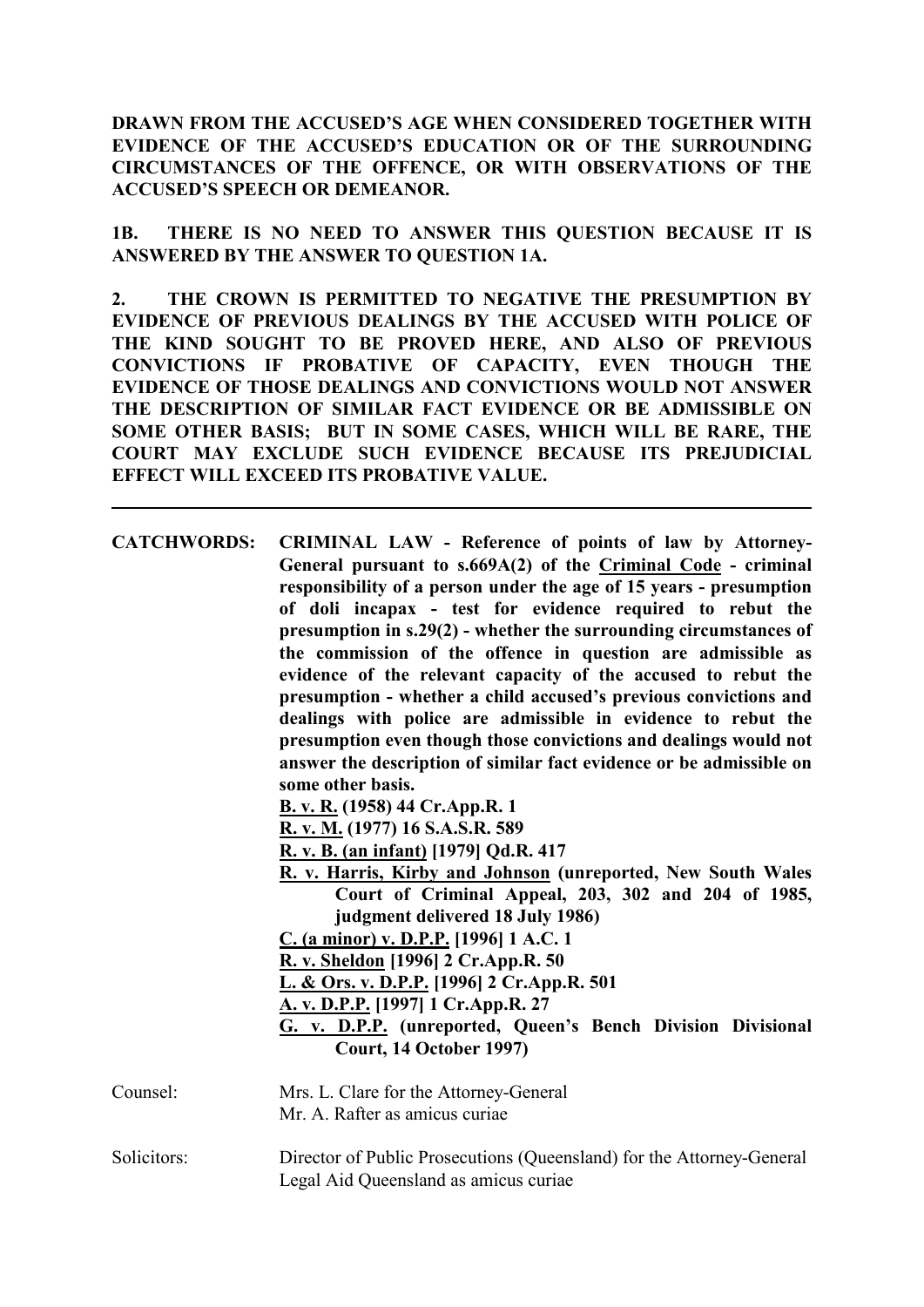**DRAWN FROM THE ACCUSED'S AGE WHEN CONSIDERED TOGETHER WITH EVIDENCE OF THE ACCUSED'S EDUCATION OR OF THE SURROUNDING CIRCUMSTANCES OF THE OFFENCE, OR WITH OBSERVATIONS OF THE ACCUSED'S SPEECH OR DEMEANOR.**

**1B. THERE IS NO NEED TO ANSWER THIS QUESTION BECAUSE IT IS ANSWERED BY THE ANSWER TO QUESTION 1A.**

**2. THE CROWN IS PERMITTED TO NEGATIVE THE PRESUMPTION BY EVIDENCE OF PREVIOUS DEALINGS BY THE ACCUSED WITH POLICE OF THE KIND SOUGHT TO BE PROVED HERE, AND ALSO OF PREVIOUS CONVICTIONS IF PROBATIVE OF CAPACITY, EVEN THOUGH THE EVIDENCE OF THOSE DEALINGS AND CONVICTIONS WOULD NOT ANSWER THE DESCRIPTION OF SIMILAR FACT EVIDENCE OR BE ADMISSIBLE ON SOME OTHER BASIS; BUT IN SOME CASES, WHICH WILL BE RARE, THE COURT MAY EXCLUDE SUCH EVIDENCE BECAUSE ITS PREJUDICIAL EFFECT WILL EXCEED ITS PROBATIVE VALUE.**

---

**CATCHWORDS:** **CRIMINAL LAW - Reference of points of law by Attorney-General pursuant to s.669A(2) of the Criminal Code - criminal responsibility of a person under the age of 15 years - presumption of doli incapax - test for evidence required to rebut the presumption in s.29(2) - whether the surrounding circumstances of the commission of the offence in question are admissible as evidence of the relevant capacity of the accused to rebut the presumption - whether a child accused's previous convictions and dealings with police are admissible in evidence to rebut the presumption even though those convictions and dealings would not answer the description of similar fact evidence or be admissible on some other basis.**

**B. v. R. (1958) 44 Cr.App.R. 1**
**R. v. M. (1977) 16 S.A.S.R. 589**
**R. v. B. (an infant) [1979] Qd.R. 417**
**R. v. Harris, Kirby and Johnson (unreported, New South Wales Court of Criminal Appeal, 203, 302 and 204 of 1985, judgment delivered 18 July 1986)**
**C. (a minor) v. D.P.P. [1996] 1 A.C. 1**
**R. v. Sheldon [1996] 2 Cr.App.R. 50**
**L. & Ors. v. D.P.P. [1996] 2 Cr.App.R. 501**
**A. v. D.P.P. [1997] 1 Cr.App.R. 27**
**G. v. D.P.P. (unreported, Queen's Bench Division Divisional Court, 14 October 1997)**

Counsel: Mrs. L. Clare for the Attorney-General
Mr. A. Rafter as amicus curiae

Solicitors: Director of Public Prosecutions (Queensland) for the Attorney-General
Legal Aid Queensland as amicus curiae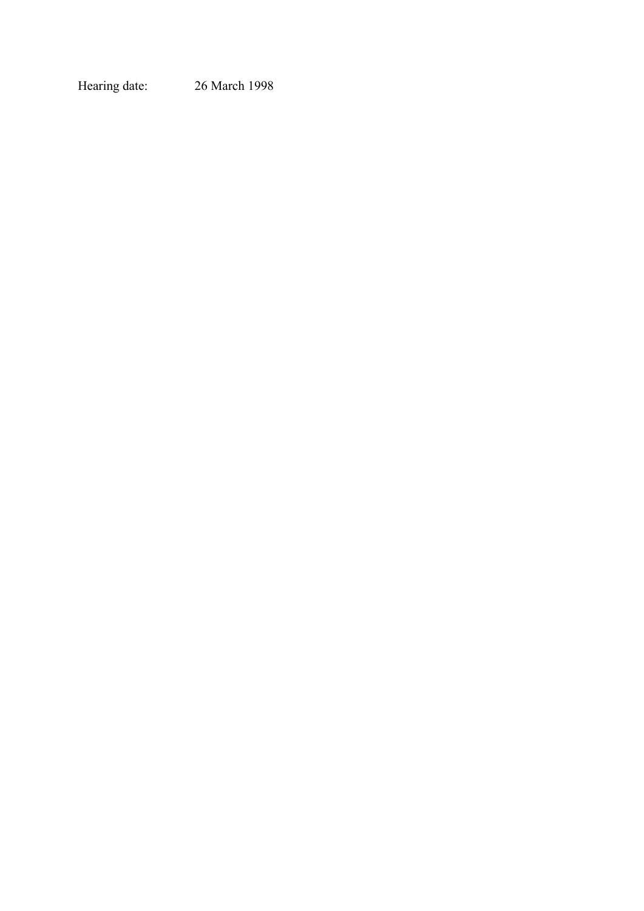Hearing date: 26 March 1998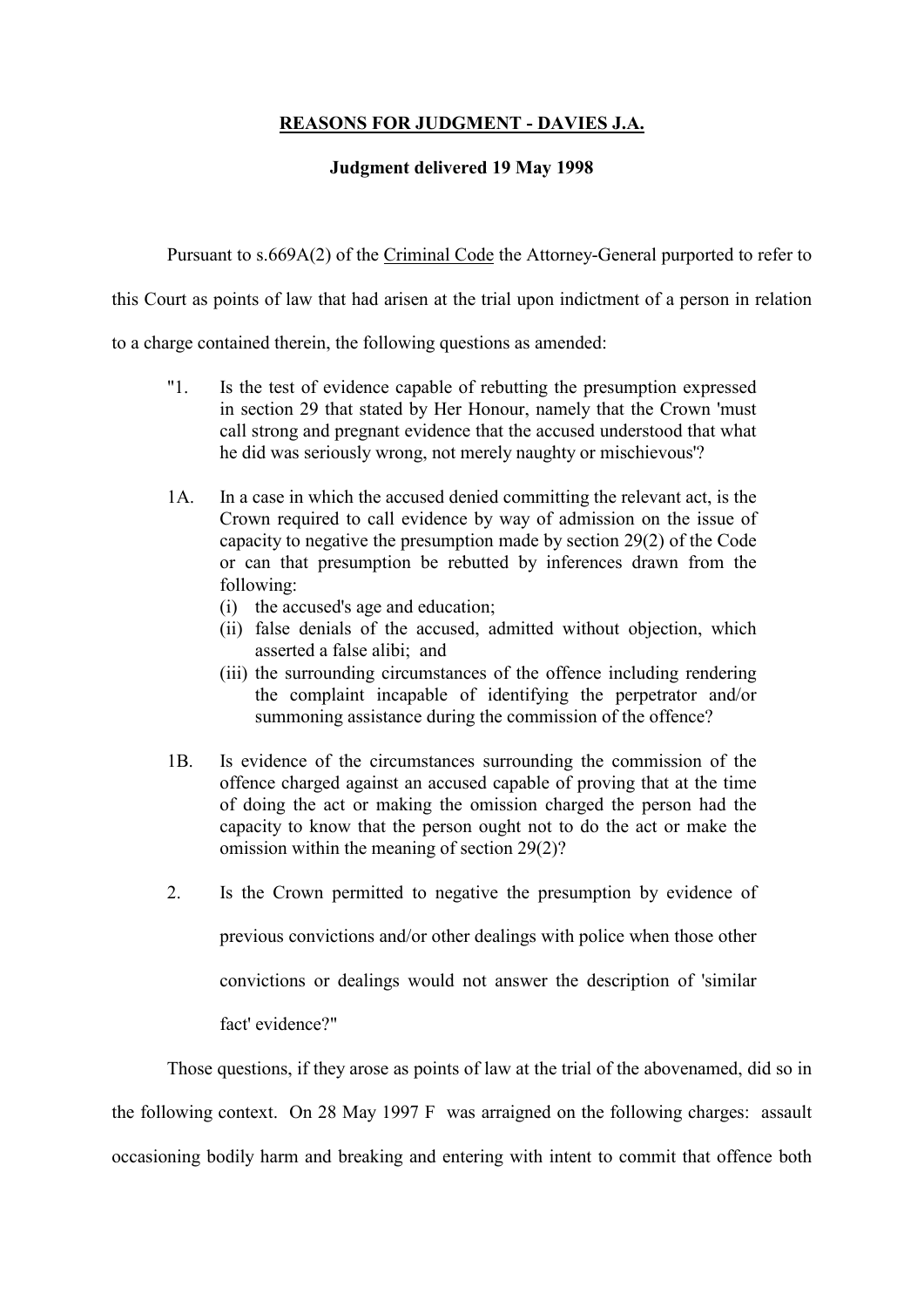**REASONS FOR JUDGMENT - DAVIES J.A.**

**Judgment delivered 19 May 1998**

Pursuant to s.669A(2) of the Criminal Code the Attorney-General purported to refer to this Court as points of law that had arisen at the trial upon indictment of a person in relation to a charge contained therein, the following questions as amended:

> "1. Is the test of evidence capable of rebutting the presumption expressed in section 29 that stated by Her Honour, namely that the Crown 'must call strong and pregnant evidence that the accused understood that what he did was seriously wrong, not merely naughty or mischievous'?
>
> 1A. In a case in which the accused denied committing the relevant act, is the Crown required to call evidence by way of admission on the issue of capacity to negative the presumption made by section 29(2) of the Code or can that presumption be rebutted by inferences drawn from the following:
> (i) the accused's age and education;
> (ii) false denials of the accused, admitted without objection, which asserted a false alibi; and
> (iii) the surrounding circumstances of the offence including rendering the complaint incapable of identifying the perpetrator and/or summoning assistance during the commission of the offence?
>
> 1B. Is evidence of the circumstances surrounding the commission of the offence charged against an accused capable of proving that at the time of doing the act or making the omission charged the person had the capacity to know that the person ought not to do the act or make the omission within the meaning of section 29(2)?
>
> 2. Is the Crown permitted to negative the presumption by evidence of previous convictions and/or other dealings with police when those other convictions or dealings would not answer the description of 'similar fact' evidence?"

Those questions, if they arose as points of law at the trial of the abovenamed, did so in the following context. On 28 May 1997 F was arraigned on the following charges: assault occasioning bodily harm and breaking and entering with intent to commit that offence both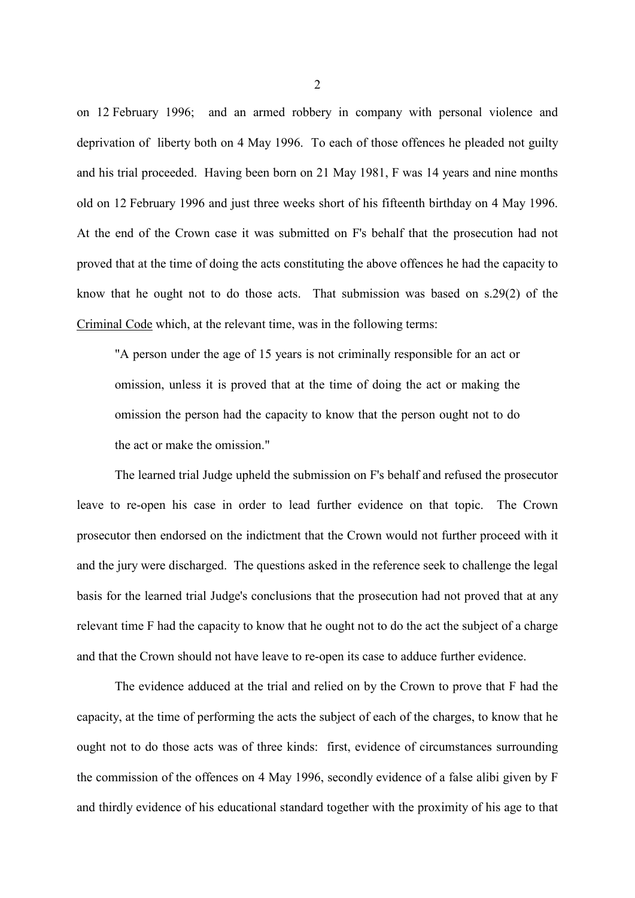on 12 February 1996; and an armed robbery in company with personal violence and deprivation of liberty both on 4 May 1996. To each of those offences he pleaded not guilty and his trial proceeded. Having been born on 21 May 1981, F was 14 years and nine months old on 12 February 1996 and just three weeks short of his fifteenth birthday on 4 May 1996. At the end of the Crown case it was submitted on F's behalf that the prosecution had not proved that at the time of doing the acts constituting the above offences he had the capacity to know that he ought not to do those acts. That submission was based on s.29(2) of the Criminal Code which, at the relevant time, was in the following terms:

> "A person under the age of 15 years is not criminally responsible for an act or omission, unless it is proved that at the time of doing the act or making the omission the person had the capacity to know that the person ought not to do the act or make the omission."

The learned trial Judge upheld the submission on F's behalf and refused the prosecutor leave to re-open his case in order to lead further evidence on that topic. The Crown prosecutor then endorsed on the indictment that the Crown would not further proceed with it and the jury were discharged. The questions asked in the reference seek to challenge the legal basis for the learned trial Judge's conclusions that the prosecution had not proved that at any relevant time F had the capacity to know that he ought not to do the act the subject of a charge and that the Crown should not have leave to re-open its case to adduce further evidence.

The evidence adduced at the trial and relied on by the Crown to prove that F had the capacity, at the time of performing the acts the subject of each of the charges, to know that he ought not to do those acts was of three kinds: first, evidence of circumstances surrounding the commission of the offences on 4 May 1996, secondly evidence of a false alibi given by F and thirdly evidence of his educational standard together with the proximity of his age to that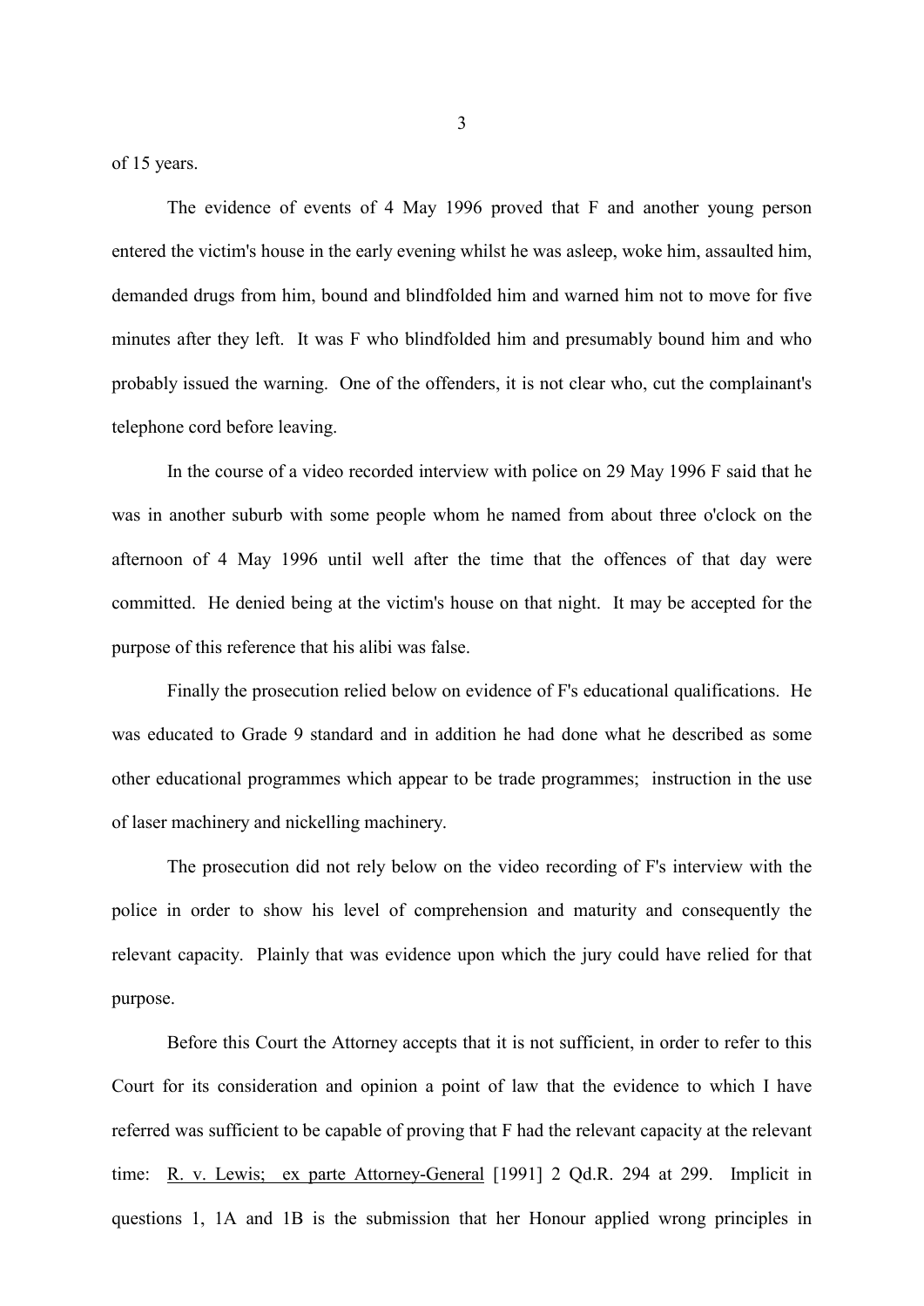of 15 years.

The evidence of events of 4 May 1996 proved that F and another young person entered the victim's house in the early evening whilst he was asleep, woke him, assaulted him, demanded drugs from him, bound and blindfolded him and warned him not to move for five minutes after they left. It was F who blindfolded him and presumably bound him and who probably issued the warning. One of the offenders, it is not clear who, cut the complainant's telephone cord before leaving.

In the course of a video recorded interview with police on 29 May 1996 F said that he was in another suburb with some people whom he named from about three o'clock on the afternoon of 4 May 1996 until well after the time that the offences of that day were committed. He denied being at the victim's house on that night. It may be accepted for the purpose of this reference that his alibi was false.

Finally the prosecution relied below on evidence of F's educational qualifications. He was educated to Grade 9 standard and in addition he had done what he described as some other educational programmes which appear to be trade programmes; instruction in the use of laser machinery and nickelling machinery.

The prosecution did not rely below on the video recording of F's interview with the police in order to show his level of comprehension and maturity and consequently the relevant capacity. Plainly that was evidence upon which the jury could have relied for that purpose.

Before this Court the Attorney accepts that it is not sufficient, in order to refer to this Court for its consideration and opinion a point of law that the evidence to which I have referred was sufficient to be capable of proving that F had the relevant capacity at the relevant time: R. v. Lewis; ex parte Attorney-General [1991] 2 Qd.R. 294 at 299. Implicit in questions 1, 1A and 1B is the submission that her Honour applied wrong principles in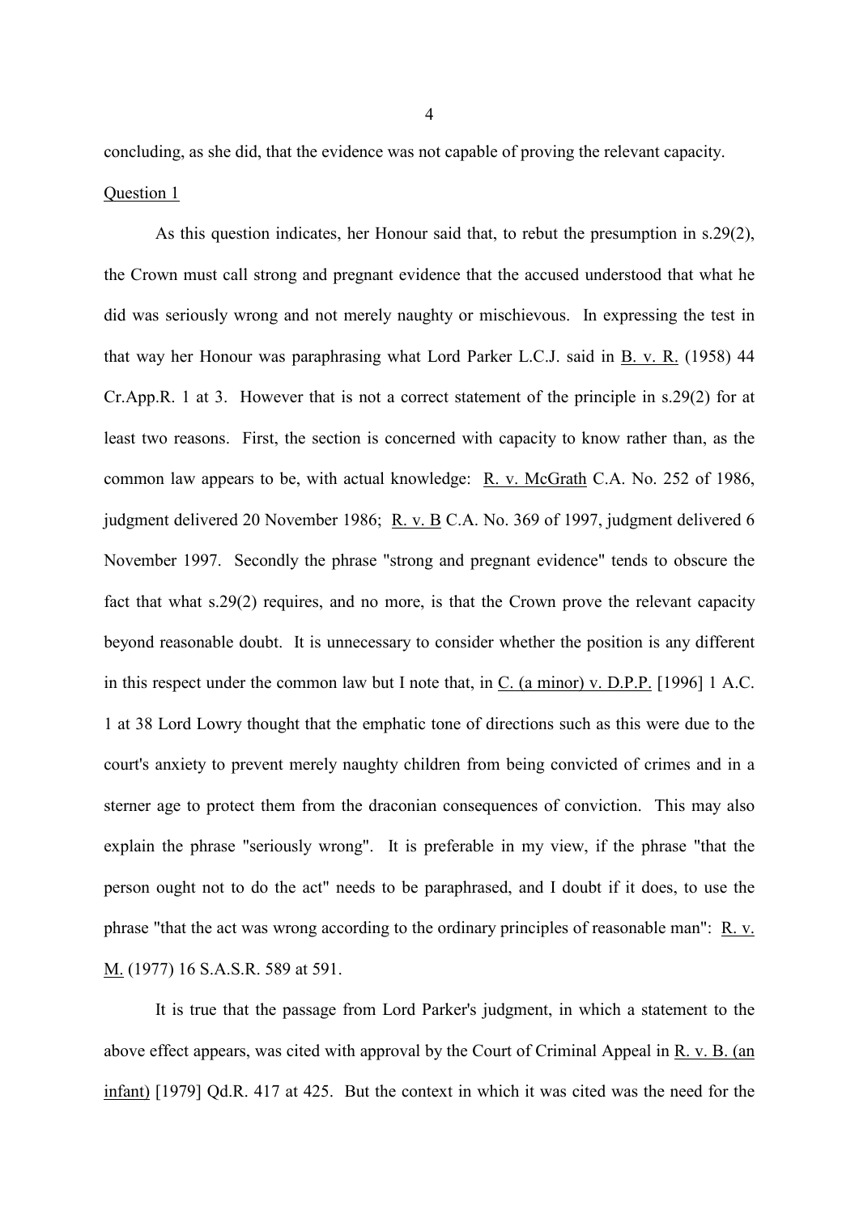concluding, as she did, that the evidence was not capable of proving the relevant capacity.

<u>Question 1</u>

As this question indicates, her Honour said that, to rebut the presumption in s.29(2), the Crown must call strong and pregnant evidence that the accused understood that what he did was seriously wrong and not merely naughty or mischievous. In expressing the test in that way her Honour was paraphrasing what Lord Parker L.C.J. said in <u>B. v. R.</u> (1958) 44 Cr.App.R. 1 at 3. However that is not a correct statement of the principle in s.29(2) for at least two reasons. First, the section is concerned with capacity to know rather than, as the common law appears to be, with actual knowledge: <u>R. v. McGrath</u> C.A. No. 252 of 1986, judgment delivered 20 November 1986; <u>R. v. B</u> C.A. No. 369 of 1997, judgment delivered 6 November 1997. Secondly the phrase "strong and pregnant evidence" tends to obscure the fact that what s.29(2) requires, and no more, is that the Crown prove the relevant capacity beyond reasonable doubt. It is unnecessary to consider whether the position is any different in this respect under the common law but I note that, in <u>C. (a minor) v. D.P.P.</u> [1996] 1 A.C. 1 at 38 Lord Lowry thought that the emphatic tone of directions such as this were due to the court's anxiety to prevent merely naughty children from being convicted of crimes and in a sterner age to protect them from the draconian consequences of conviction. This may also explain the phrase "seriously wrong". It is preferable in my view, if the phrase "that the person ought not to do the act" needs to be paraphrased, and I doubt if it does, to use the phrase "that the act was wrong according to the ordinary principles of reasonable man": <u>R. v. M.</u> (1977) 16 S.A.S.R. 589 at 591.

It is true that the passage from Lord Parker's judgment, in which a statement to the above effect appears, was cited with approval by the Court of Criminal Appeal in <u>R. v. B. (an infant)</u> [1979] Qd.R. 417 at 425. But the context in which it was cited was the need for the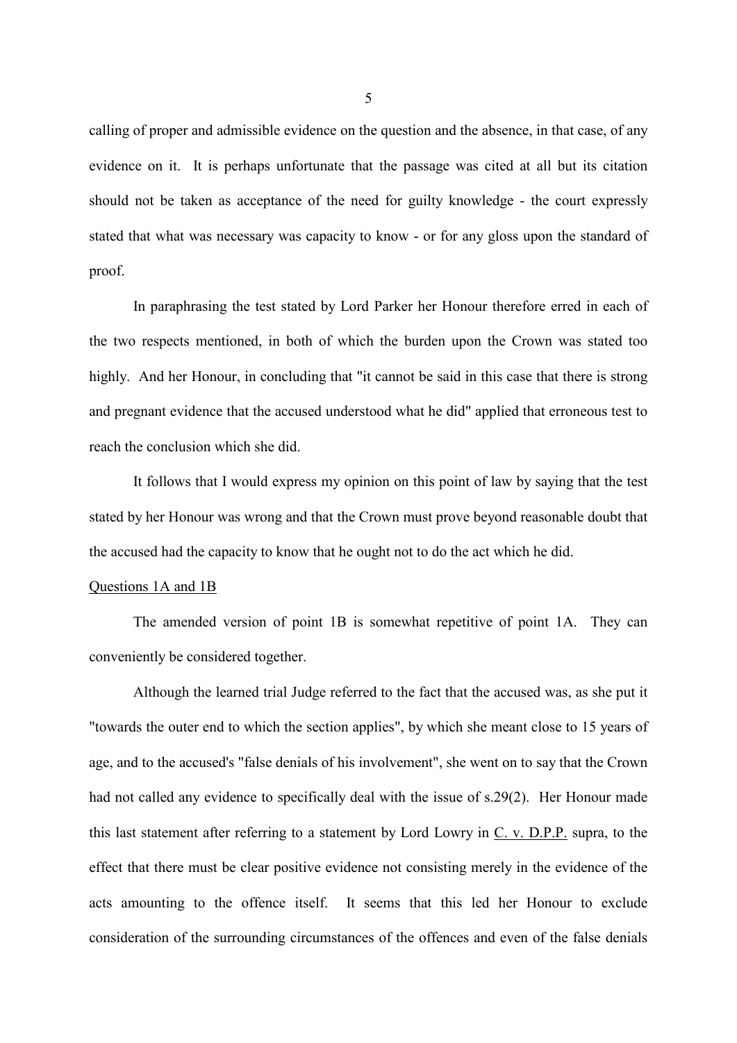calling of proper and admissible evidence on the question and the absence, in that case, of any evidence on it. It is perhaps unfortunate that the passage was cited at all but its citation should not be taken as acceptance of the need for guilty knowledge - the court expressly stated that what was necessary was capacity to know - or for any gloss upon the standard of proof.

In paraphrasing the test stated by Lord Parker her Honour therefore erred in each of the two respects mentioned, in both of which the burden upon the Crown was stated too highly. And her Honour, in concluding that "it cannot be said in this case that there is strong and pregnant evidence that the accused understood what he did" applied that erroneous test to reach the conclusion which she did.

It follows that I would express my opinion on this point of law by saying that the test stated by her Honour was wrong and that the Crown must prove beyond reasonable doubt that the accused had the capacity to know that he ought not to do the act which he did.

<u>Questions 1A and 1B</u>

The amended version of point 1B is somewhat repetitive of point 1A. They can conveniently be considered together.

Although the learned trial Judge referred to the fact that the accused was, as she put it "towards the outer end to which the section applies", by which she meant close to 15 years of age, and to the accused's "false denials of his involvement", she went on to say that the Crown had not called any evidence to specifically deal with the issue of s.29(2). Her Honour made this last statement after referring to a statement by Lord Lowry in <u>C. v. D.P.P.</u> supra, to the effect that there must be clear positive evidence not consisting merely in the evidence of the acts amounting to the offence itself. It seems that this led her Honour to exclude consideration of the surrounding circumstances of the offences and even of the false denials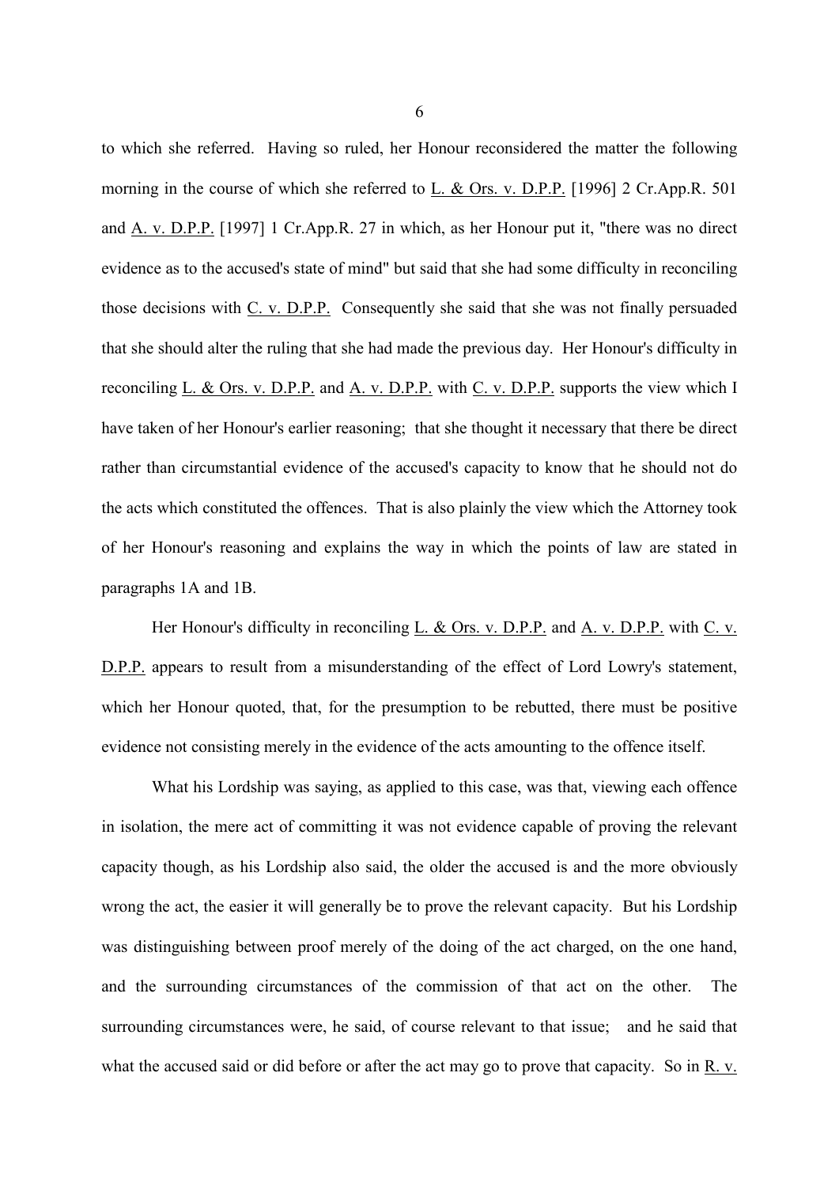to which she referred. Having so ruled, her Honour reconsidered the matter the following morning in the course of which she referred to L. & Ors. v. D.P.P. [1996] 2 Cr.App.R. 501 and A. v. D.P.P. [1997] 1 Cr.App.R. 27 in which, as her Honour put it, "there was no direct evidence as to the accused's state of mind" but said that she had some difficulty in reconciling those decisions with C. v. D.P.P. Consequently she said that she was not finally persuaded that she should alter the ruling that she had made the previous day. Her Honour's difficulty in reconciling L. & Ors. v. D.P.P. and A. v. D.P.P. with C. v. D.P.P. supports the view which I have taken of her Honour's earlier reasoning; that she thought it necessary that there be direct rather than circumstantial evidence of the accused's capacity to know that he should not do the acts which constituted the offences. That is also plainly the view which the Attorney took of her Honour's reasoning and explains the way in which the points of law are stated in paragraphs 1A and 1B.

Her Honour's difficulty in reconciling L. & Ors. v. D.P.P. and A. v. D.P.P. with C. v. D.P.P. appears to result from a misunderstanding of the effect of Lord Lowry's statement, which her Honour quoted, that, for the presumption to be rebutted, there must be positive evidence not consisting merely in the evidence of the acts amounting to the offence itself.

What his Lordship was saying, as applied to this case, was that, viewing each offence in isolation, the mere act of committing it was not evidence capable of proving the relevant capacity though, as his Lordship also said, the older the accused is and the more obviously wrong the act, the easier it will generally be to prove the relevant capacity. But his Lordship was distinguishing between proof merely of the doing of the act charged, on the one hand, and the surrounding circumstances of the commission of that act on the other. The surrounding circumstances were, he said, of course relevant to that issue; and he said that what the accused said or did before or after the act may go to prove that capacity. So in R. v.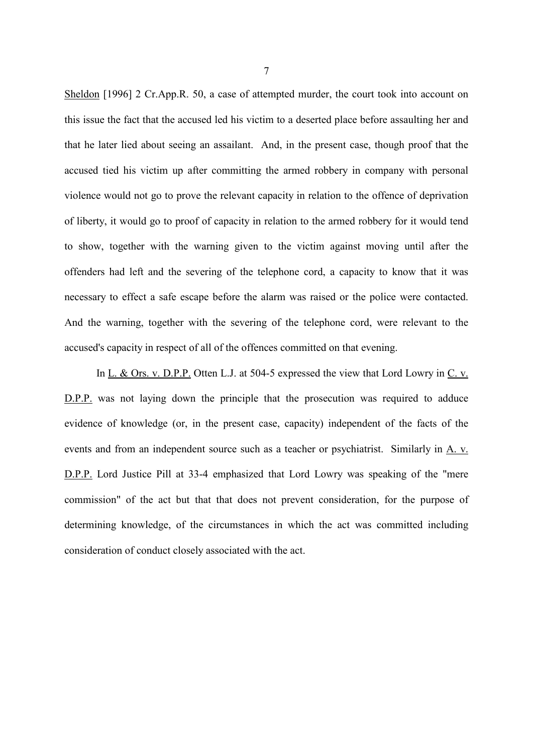Sheldon [1996] 2 Cr.App.R. 50, a case of attempted murder, the court took into account on this issue the fact that the accused led his victim to a deserted place before assaulting her and that he later lied about seeing an assailant. And, in the present case, though proof that the accused tied his victim up after committing the armed robbery in company with personal violence would not go to prove the relevant capacity in relation to the offence of deprivation of liberty, it would go to proof of capacity in relation to the armed robbery for it would tend to show, together with the warning given to the victim against moving until after the offenders had left and the severing of the telephone cord, a capacity to know that it was necessary to effect a safe escape before the alarm was raised or the police were contacted. And the warning, together with the severing of the telephone cord, were relevant to the accused's capacity in respect of all of the offences committed on that evening.

In L. & Ors. v. D.P.P. Otten L.J. at 504-5 expressed the view that Lord Lowry in C. v. D.P.P. was not laying down the principle that the prosecution was required to adduce evidence of knowledge (or, in the present case, capacity) independent of the facts of the events and from an independent source such as a teacher or psychiatrist. Similarly in A. v. D.P.P. Lord Justice Pill at 33-4 emphasized that Lord Lowry was speaking of the "mere commission" of the act but that that does not prevent consideration, for the purpose of determining knowledge, of the circumstances in which the act was committed including consideration of conduct closely associated with the act.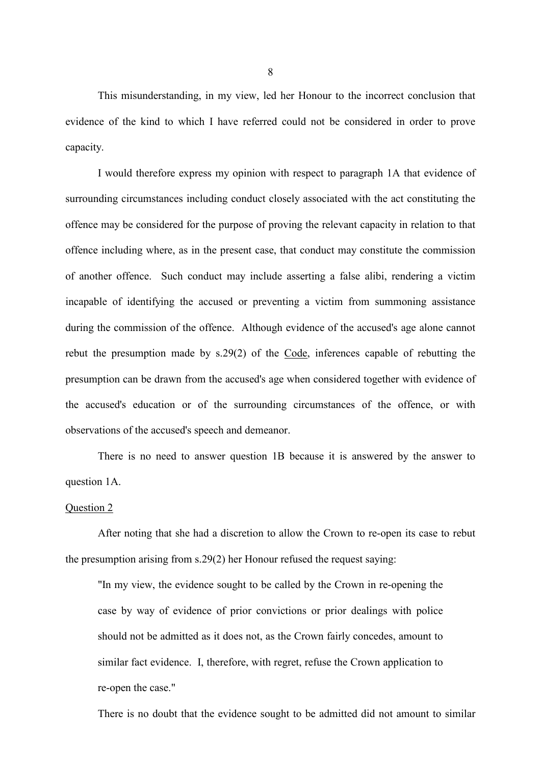This misunderstanding, in my view, led her Honour to the incorrect conclusion that evidence of the kind to which I have referred could not be considered in order to prove capacity.

I would therefore express my opinion with respect to paragraph 1A that evidence of surrounding circumstances including conduct closely associated with the act constituting the offence may be considered for the purpose of proving the relevant capacity in relation to that offence including where, as in the present case, that conduct may constitute the commission of another offence. Such conduct may include asserting a false alibi, rendering a victim incapable of identifying the accused or preventing a victim from summoning assistance during the commission of the offence. Although evidence of the accused's age alone cannot rebut the presumption made by s.29(2) of the Code, inferences capable of rebutting the presumption can be drawn from the accused's age when considered together with evidence of the accused's education or of the surrounding circumstances of the offence, or with observations of the accused's speech and demeanor.

There is no need to answer question 1B because it is answered by the answer to question 1A.

Question 2

After noting that she had a discretion to allow the Crown to re-open its case to rebut the presumption arising from s.29(2) her Honour refused the request saying:

> "In my view, the evidence sought to be called by the Crown in re-opening the case by way of evidence of prior convictions or prior dealings with police should not be admitted as it does not, as the Crown fairly concedes, amount to similar fact evidence. I, therefore, with regret, refuse the Crown application to re-open the case."

There is no doubt that the evidence sought to be admitted did not amount to similar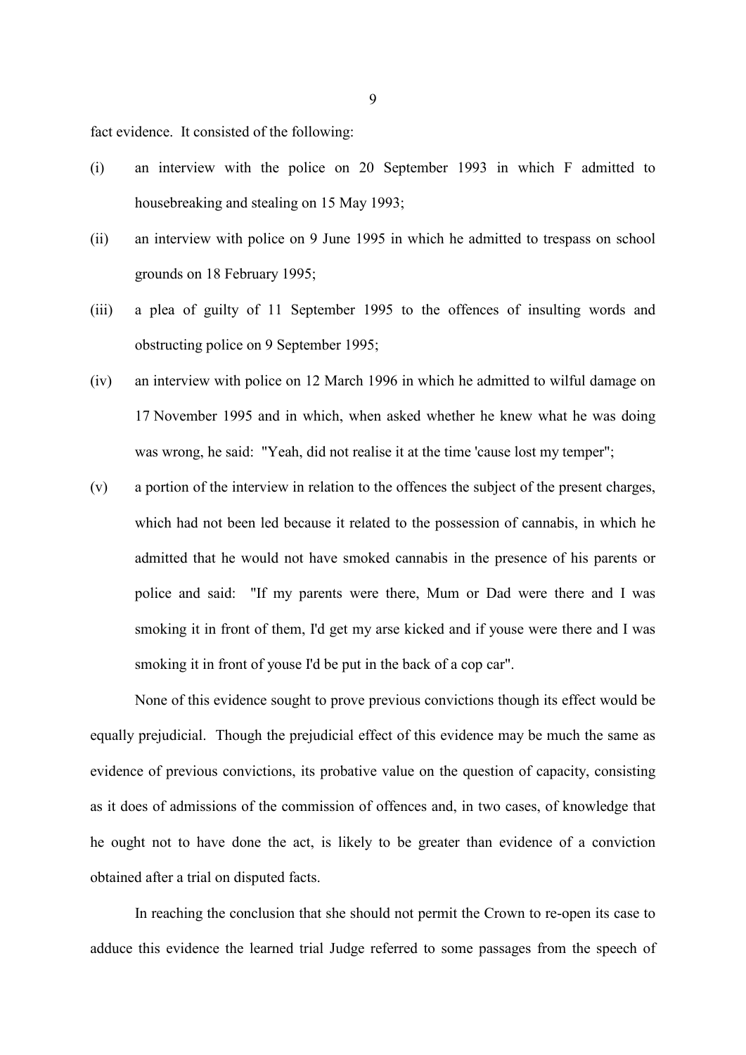fact evidence. It consisted of the following:

(i) an interview with the police on 20 September 1993 in which F admitted to housebreaking and stealing on 15 May 1993;

(ii) an interview with police on 9 June 1995 in which he admitted to trespass on school grounds on 18 February 1995;

(iii) a plea of guilty of 11 September 1995 to the offences of insulting words and obstructing police on 9 September 1995;

(iv) an interview with police on 12 March 1996 in which he admitted to wilful damage on 17 November 1995 and in which, when asked whether he knew what he was doing was wrong, he said: "Yeah, did not realise it at the time 'cause lost my temper";

(v) a portion of the interview in relation to the offences the subject of the present charges, which had not been led because it related to the possession of cannabis, in which he admitted that he would not have smoked cannabis in the presence of his parents or police and said: "If my parents were there, Mum or Dad were there and I was smoking it in front of them, I'd get my arse kicked and if youse were there and I was smoking it in front of youse I'd be put in the back of a cop car".

None of this evidence sought to prove previous convictions though its effect would be equally prejudicial. Though the prejudicial effect of this evidence may be much the same as evidence of previous convictions, its probative value on the question of capacity, consisting as it does of admissions of the commission of offences and, in two cases, of knowledge that he ought not to have done the act, is likely to be greater than evidence of a conviction obtained after a trial on disputed facts.

In reaching the conclusion that she should not permit the Crown to re-open its case to adduce this evidence the learned trial Judge referred to some passages from the speech of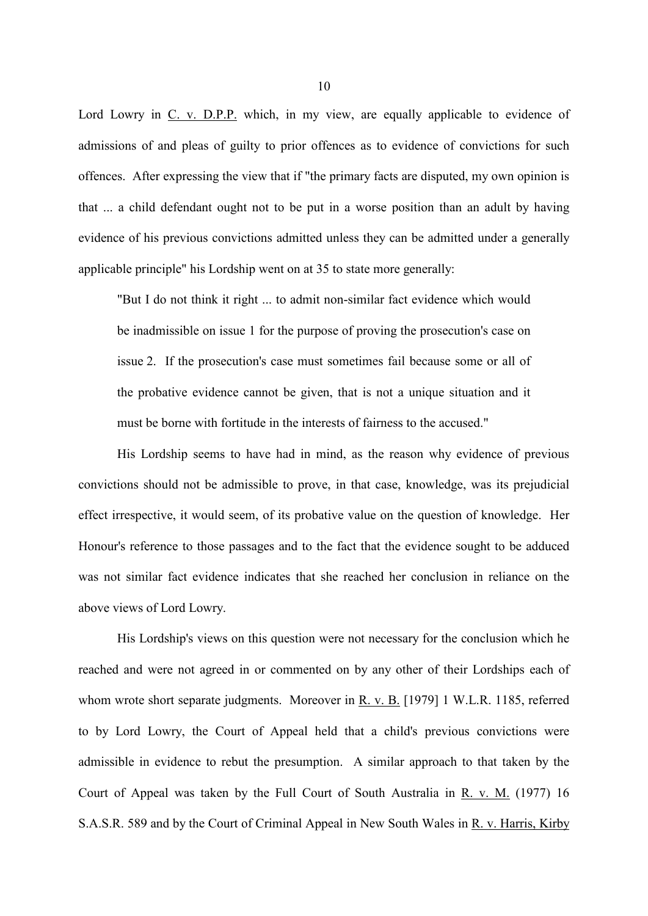Lord Lowry in C. v. D.P.P. which, in my view, are equally applicable to evidence of admissions of and pleas of guilty to prior offences as to evidence of convictions for such offences. After expressing the view that if "the primary facts are disputed, my own opinion is that ... a child defendant ought not to be put in a worse position than an adult by having evidence of his previous convictions admitted unless they can be admitted under a generally applicable principle" his Lordship went on at 35 to state more generally:

> "But I do not think it right ... to admit non-similar fact evidence which would be inadmissible on issue 1 for the purpose of proving the prosecution's case on issue 2. If the prosecution's case must sometimes fail because some or all of the probative evidence cannot be given, that is not a unique situation and it must be borne with fortitude in the interests of fairness to the accused."

His Lordship seems to have had in mind, as the reason why evidence of previous convictions should not be admissible to prove, in that case, knowledge, was its prejudicial effect irrespective, it would seem, of its probative value on the question of knowledge. Her Honour's reference to those passages and to the fact that the evidence sought to be adduced was not similar fact evidence indicates that she reached her conclusion in reliance on the above views of Lord Lowry.

His Lordship's views on this question were not necessary for the conclusion which he reached and were not agreed in or commented on by any other of their Lordships each of whom wrote short separate judgments. Moreover in R. v. B. [1979] 1 W.L.R. 1185, referred to by Lord Lowry, the Court of Appeal held that a child's previous convictions were admissible in evidence to rebut the presumption. A similar approach to that taken by the Court of Appeal was taken by the Full Court of South Australia in R. v. M. (1977) 16 S.A.S.R. 589 and by the Court of Criminal Appeal in New South Wales in R. v. Harris, Kirby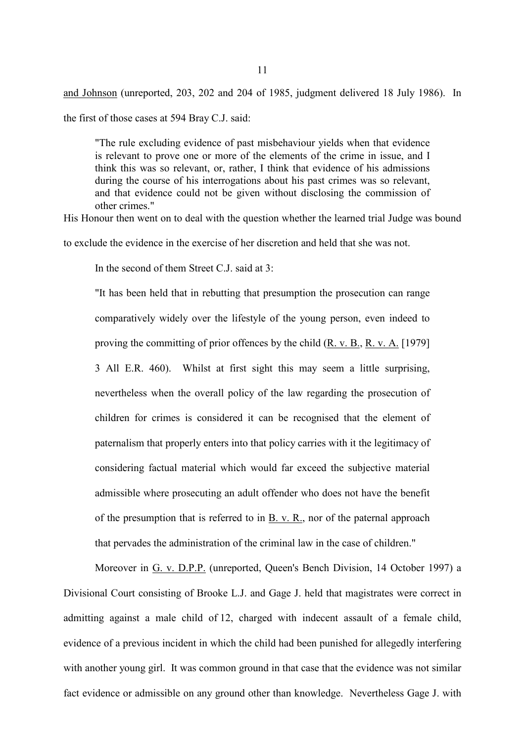<u>and Johnson</u> (unreported, 203, 202 and 204 of 1985, judgment delivered 18 July 1986). In the first of those cases at 594 Bray C.J. said:

> "The rule excluding evidence of past misbehaviour yields when that evidence is relevant to prove one or more of the elements of the crime in issue, and I think this was so relevant, or, rather, I think that evidence of his admissions during the course of his interrogations about his past crimes was so relevant, and that evidence could not be given without disclosing the commission of other crimes."

His Honour then went on to deal with the question whether the learned trial Judge was bound to exclude the evidence in the exercise of her discretion and held that she was not.

In the second of them Street C.J. said at 3:

> "It has been held that in rebutting that presumption the prosecution can range comparatively widely over the lifestyle of the young person, even indeed to proving the committing of prior offences by the child (<u>R. v. B.</u>, <u>R. v. A.</u> [1979] 3 All E.R. 460). Whilst at first sight this may seem a little surprising, nevertheless when the overall policy of the law regarding the prosecution of children for crimes is considered it can be recognised that the element of paternalism that properly enters into that policy carries with it the legitimacy of considering factual material which would far exceed the subjective material admissible where prosecuting an adult offender who does not have the benefit of the presumption that is referred to in <u>B. v. R.</u>, nor of the paternal approach that pervades the administration of the criminal law in the case of children."

Moreover in <u>G. v. D.P.P.</u> (unreported, Queen's Bench Division, 14 October 1997) a Divisional Court consisting of Brooke L.J. and Gage J. held that magistrates were correct in admitting against a male child of 12, charged with indecent assault of a female child, evidence of a previous incident in which the child had been punished for allegedly interfering with another young girl. It was common ground in that case that the evidence was not similar fact evidence or admissible on any ground other than knowledge. Nevertheless Gage J. with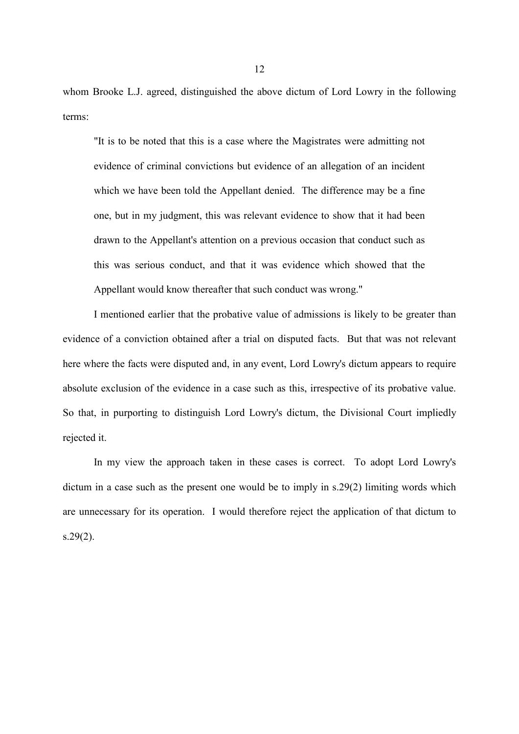whom Brooke L.J. agreed, distinguished the above dictum of Lord Lowry in the following terms:

> "It is to be noted that this is a case where the Magistrates were admitting not evidence of criminal convictions but evidence of an allegation of an incident which we have been told the Appellant denied. The difference may be a fine one, but in my judgment, this was relevant evidence to show that it had been drawn to the Appellant's attention on a previous occasion that conduct such as this was serious conduct, and that it was evidence which showed that the Appellant would know thereafter that such conduct was wrong."

I mentioned earlier that the probative value of admissions is likely to be greater than evidence of a conviction obtained after a trial on disputed facts. But that was not relevant here where the facts were disputed and, in any event, Lord Lowry's dictum appears to require absolute exclusion of the evidence in a case such as this, irrespective of its probative value. So that, in purporting to distinguish Lord Lowry's dictum, the Divisional Court impliedly rejected it.

In my view the approach taken in these cases is correct. To adopt Lord Lowry's dictum in a case such as the present one would be to imply in s.29(2) limiting words which are unnecessary for its operation. I would therefore reject the application of that dictum to s.29(2).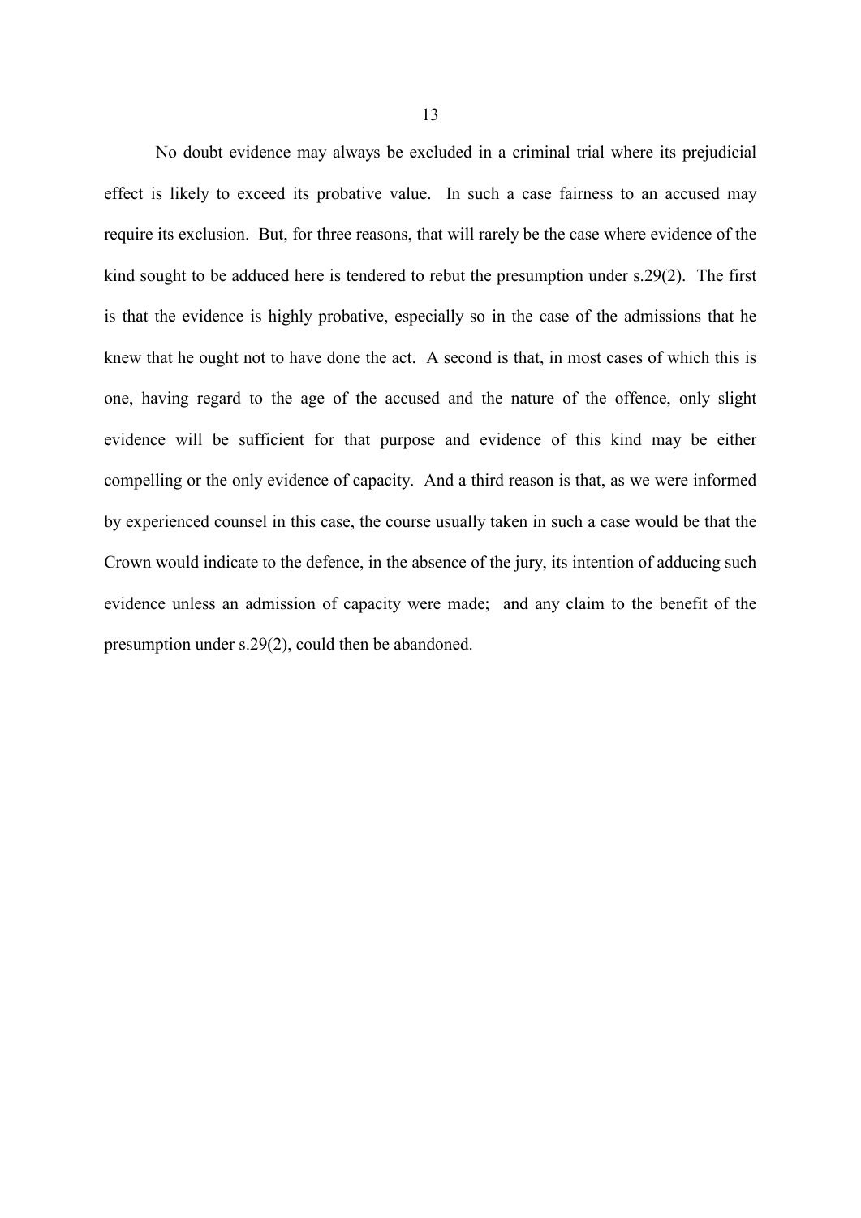No doubt evidence may always be excluded in a criminal trial where its prejudicial effect is likely to exceed its probative value. In such a case fairness to an accused may require its exclusion. But, for three reasons, that will rarely be the case where evidence of the kind sought to be adduced here is tendered to rebut the presumption under s.29(2). The first is that the evidence is highly probative, especially so in the case of the admissions that he knew that he ought not to have done the act. A second is that, in most cases of which this is one, having regard to the age of the accused and the nature of the offence, only slight evidence will be sufficient for that purpose and evidence of this kind may be either compelling or the only evidence of capacity. And a third reason is that, as we were informed by experienced counsel in this case, the course usually taken in such a case would be that the Crown would indicate to the defence, in the absence of the jury, its intention of adducing such evidence unless an admission of capacity were made; and any claim to the benefit of the presumption under s.29(2), could then be abandoned.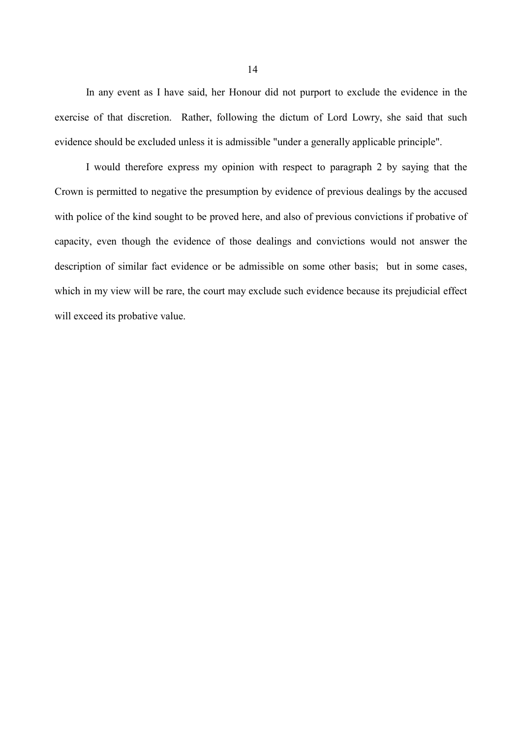In any event as I have said, her Honour did not purport to exclude the evidence in the exercise of that discretion. Rather, following the dictum of Lord Lowry, she said that such evidence should be excluded unless it is admissible "under a generally applicable principle".

I would therefore express my opinion with respect to paragraph 2 by saying that the Crown is permitted to negative the presumption by evidence of previous dealings by the accused with police of the kind sought to be proved here, and also of previous convictions if probative of capacity, even though the evidence of those dealings and convictions would not answer the description of similar fact evidence or be admissible on some other basis; but in some cases, which in my view will be rare, the court may exclude such evidence because its prejudicial effect will exceed its probative value.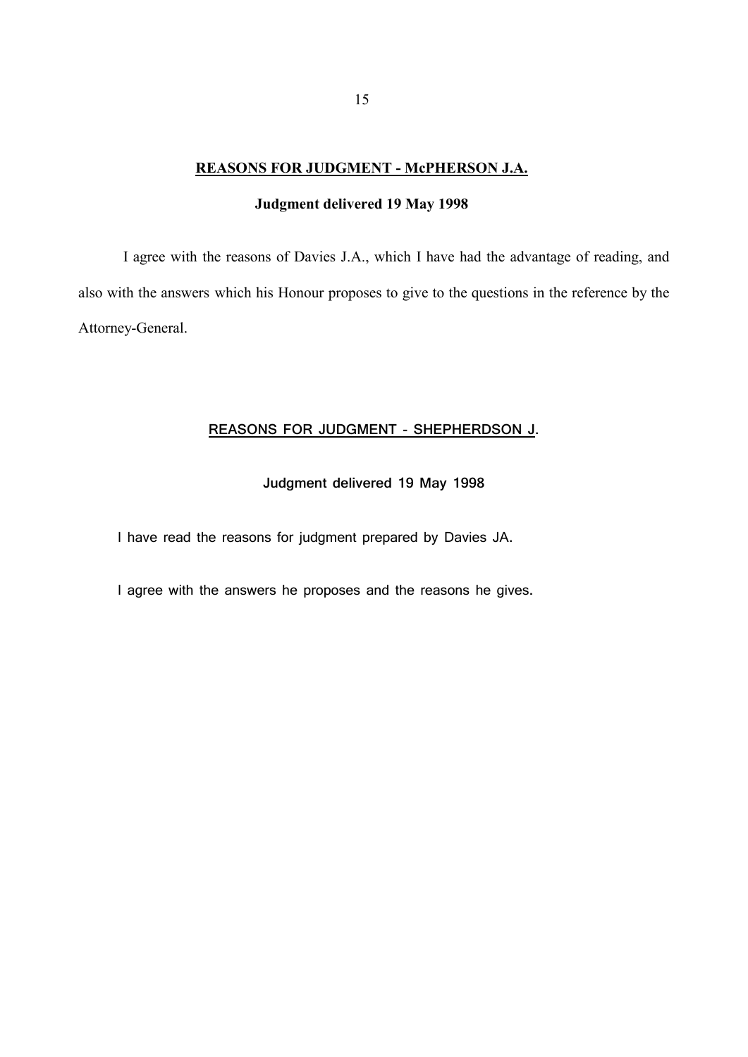## **REASONS FOR JUDGMENT - McPHERSON J.A.**

**Judgment delivered 19 May 1998**

I agree with the reasons of Davies J.A., which I have had the advantage of reading, and also with the answers which his Honour proposes to give to the questions in the reference by the Attorney-General.

## **REASONS FOR JUDGMENT - SHEPHERDSON J.**

**Judgment delivered 19 May 1998**

I have read the reasons for judgment prepared by Davies JA.

I agree with the answers he proposes and the reasons he gives.